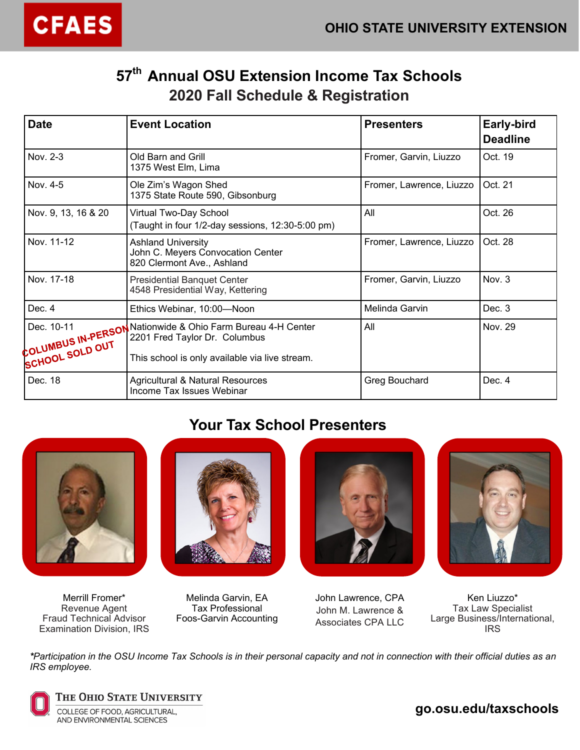CFAES

OHIO STATE UNIVERSITY EXTENSION

# 57th Annual OSU Extension Income Tax Schools
## 2020 Fall Schedule & Registration

| Date | Event Location | Presenters | Early-bird Deadline |
|---|---|---|---|
| Nov. 2-3 | Old Barn and Grill<br>1375 West Elm, Lima | Fromer, Garvin, Liuzzo | Oct. 19 |
| Nov. 4-5 | Ole Zim's Wagon Shed<br>1375 State Route 590, Gibsonburg | Fromer, Lawrence, Liuzzo | Oct. 21 |
| Nov. 9, 13, 16 & 20 | Virtual Two-Day School<br>(Taught in four 1/2-day sessions, 12:30-5:00 pm) | All | Oct. 26 |
| Nov. 11-12 | Ashland University<br>John C. Meyers Convocation Center<br>820 Clermont Ave., Ashland | Fromer, Lawrence, Liuzzo | Oct. 28 |
| Nov. 17-18 | Presidential Banquet Center<br>4548 Presidential Way, Kettering | Fromer, Garvin, Liuzzo | Nov. 3 |
| Dec. 4 | Ethics Webinar, 10:00—Noon | Melinda Garvin | Dec. 3 |
| Dec. 10-11<br>COLUMBUS IN-PERSON SCHOOL SOLD OUT | Nationwide & Ohio Farm Bureau 4-H Center<br>2201 Fred Taylor Dr. Columbus<br><br>This school is only available via live stream. | All | Nov. 29 |
| Dec. 18 | Agricultural & Natural Resources<br>Income Tax Issues Webinar | Greg Bouchard | Dec. 4 |

## Your Tax School Presenters

Merrill Fromer*
Revenue Agent
Fraud Technical Advisor
Examination Division, IRS

Melinda Garvin, EA
Tax Professional
Foos-Garvin Accounting

John Lawrence, CPA
John M. Lawrence & Associates CPA LLC

Ken Liuzzo*
Tax Law Specialist
Large Business/International, IRS

*\*Participation in the OSU Income Tax Schools is in their personal capacity and not in connection with their official duties as an IRS employee.*

The Ohio State University
College of Food, Agricultural, and Environmental Sciences

**go.osu.edu/taxschools**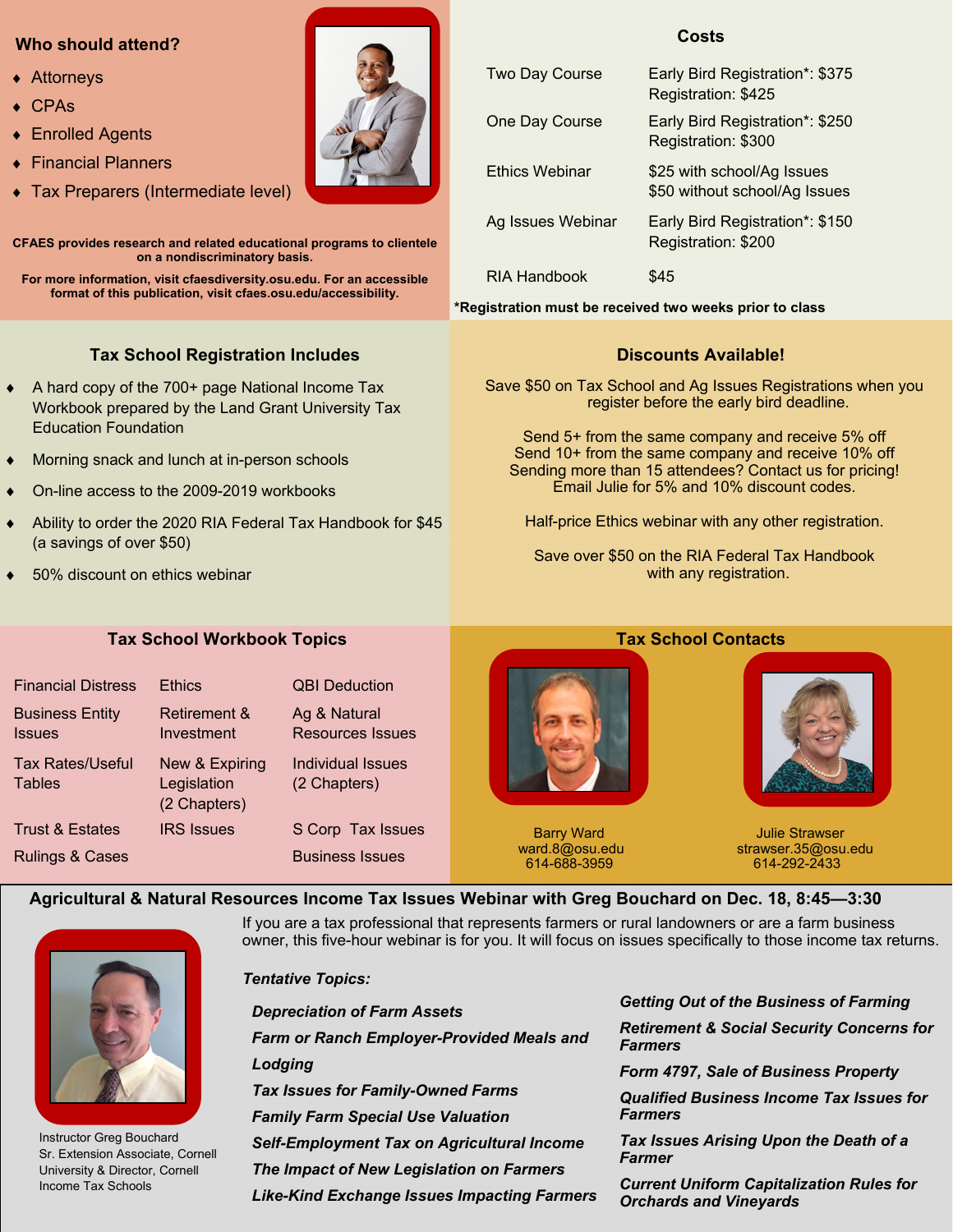## Who should attend?

- Attorneys
- CPAs
- Enrolled Agents
- Financial Planners
- Tax Preparers (Intermediate level)

**CFAES provides research and related educational programs to clientele on a nondiscriminatory basis.**

**For more information, visit cfaesdiversity.osu.edu. For an accessible format of this publication, visit cfaes.osu.edu/accessibility.**

## Costs

| | |
|---|---|
| Two Day Course | Early Bird Registration*: $375<br>Registration: $425 |
| One Day Course | Early Bird Registration*: $250<br>Registration: $300 |
| Ethics Webinar | $25 with school/Ag Issues<br>$50 without school/Ag Issues |
| Ag Issues Webinar | Early Bird Registration*: $150<br>Registration: $200 |
| RIA Handbook | $45 |

**\*Registration must be received two weeks prior to class**

## Tax School Registration Includes

- A hard copy of the 700+ page National Income Tax Workbook prepared by the Land Grant University Tax Education Foundation
- Morning snack and lunch at in-person schools
- On-line access to the 2009-2019 workbooks
- Ability to order the 2020 RIA Federal Tax Handbook for $45 (a savings of over $50)
- 50% discount on ethics webinar

## Discounts Available!

Save $50 on Tax School and Ag Issues Registrations when you register before the early bird deadline.

Send 5+ from the same company and receive 5% off
Send 10+ from the same company and receive 10% off
Sending more than 15 attendees? Contact us for pricing!
Email Julie for 5% and 10% discount codes.

Half-price Ethics webinar with any other registration.

Save over $50 on the RIA Federal Tax Handbook with any registration.

## Tax School Workbook Topics

| | | |
|---|---|---|
| Financial Distress | Ethics | QBI Deduction |
| Business Entity Issues | Retirement & Investment | Ag & Natural Resources Issues |
| Tax Rates/Useful Tables | New & Expiring Legislation (2 Chapters) | Individual Issues (2 Chapters) |
| Trust & Estates | IRS Issues | S Corp Tax Issues |
| Rulings & Cases | | Business Issues |

## Tax School Contacts

Barry Ward
ward.8@osu.edu
614-688-3959

Julie Strawser
strawser.35@osu.edu
614-292-2433

## Agricultural & Natural Resources Income Tax Issues Webinar with Greg Bouchard on Dec. 18, 8:45—3:30

If you are a tax professional that represents farmers or rural landowners or are a farm business owner, this five-hour webinar is for you. It will focus on issues specifically to those income tax returns.

***Tentative Topics:***

- ***Depreciation of Farm Assets***
- ***Farm or Ranch Employer-Provided Meals and Lodging***
- ***Tax Issues for Family-Owned Farms***
- ***Family Farm Special Use Valuation***
- ***Self-Employment Tax on Agricultural Income***
- ***The Impact of New Legislation on Farmers***
- ***Like-Kind Exchange Issues Impacting Farmers***
- ***Getting Out of the Business of Farming***
- ***Retirement & Social Security Concerns for Farmers***
- ***Form 4797, Sale of Business Property***
- ***Qualified Business Income Tax Issues for Farmers***
- ***Tax Issues Arising Upon the Death of a Farmer***
- ***Current Uniform Capitalization Rules for Orchards and Vineyards***

Instructor Greg Bouchard
Sr. Extension Associate, Cornell University & Director, Cornell Income Tax Schools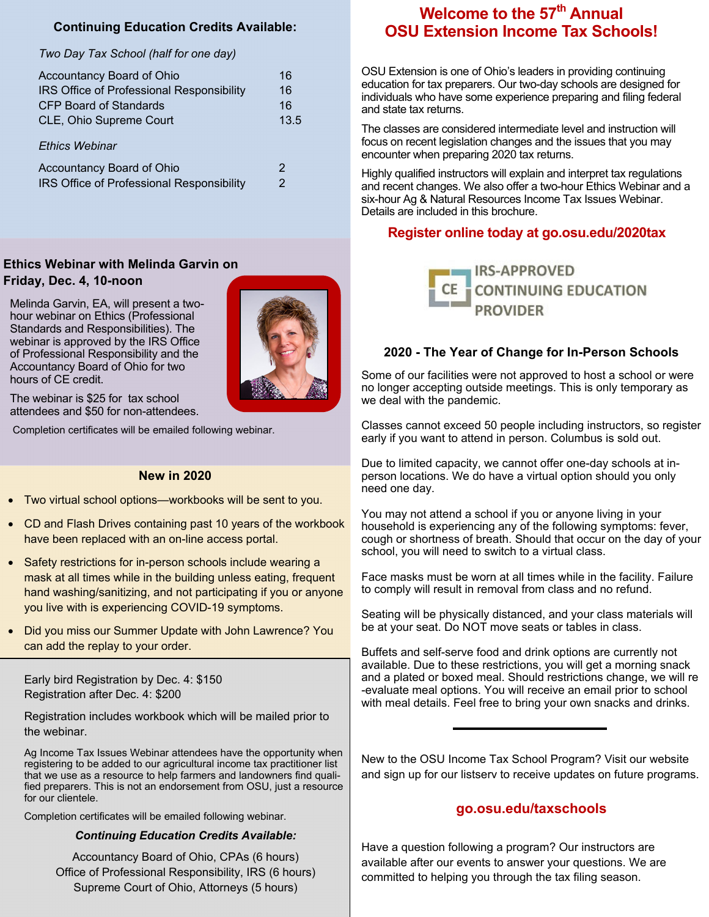## Continuing Education Credits Available:

*Two Day Tax School (half for one day)*

| | |
|---|---|
| Accountancy Board of Ohio | 16 |
| IRS Office of Professional Responsibility | 16 |
| CFP Board of Standards | 16 |
| CLE, Ohio Supreme Court | 13.5 |

*Ethics Webinar*

| | |
|---|---|
| Accountancy Board of Ohio | 2 |
| IRS Office of Professional Responsibility | 2 |

## Ethics Webinar with Melinda Garvin on Friday, Dec. 4, 10-noon

Melinda Garvin, EA, will present a two-hour webinar on Ethics (Professional Standards and Responsibilities). The webinar is approved by the IRS Office of Professional Responsibility and the Accountancy Board of Ohio for two hours of CE credit.

The webinar is $25 for tax school attendees and $50 for non-attendees.

Completion certificates will be emailed following webinar.

## New in 2020

- Two virtual school options—workbooks will be sent to you.
- CD and Flash Drives containing past 10 years of the workbook have been replaced with an on-line access portal.
- Safety restrictions for in-person schools include wearing a mask at all times while in the building unless eating, frequent hand washing/sanitizing, and not participating if you or anyone you live with is experiencing COVID-19 symptoms.
- Did you miss our Summer Update with John Lawrence? You can add the replay to your order.

Early bird Registration by Dec. 4: $150
Registration after Dec. 4: $200

Registration includes workbook which will be mailed prior to the webinar.

Ag Income Tax Issues Webinar attendees have the opportunity when registering to be added to our agricultural income tax practitioner list that we use as a resource to help farmers and landowners find qualified preparers. This is not an endorsement from OSU, just a resource for our clientele.

Completion certificates will be emailed following webinar.

***Continuing Education Credits Available:***

Accountancy Board of Ohio, CPAs (6 hours)
Office of Professional Responsibility, IRS (6 hours)
Supreme Court of Ohio, Attorneys (5 hours)

# Welcome to the 57th Annual OSU Extension Income Tax Schools!

OSU Extension is one of Ohio's leaders in providing continuing education for tax preparers. Our two-day schools are designed for individuals who have some experience preparing and filing federal and state tax returns.

The classes are considered intermediate level and instruction will focus on recent legislation changes and the issues that you may encounter when preparing 2020 tax returns.

Highly qualified instructors will explain and interpret tax regulations and recent changes. We also offer a two-hour Ethics Webinar and a six-hour Ag & Natural Resources Income Tax Issues Webinar. Details are included in this brochure.

**Register online today at go.osu.edu/2020tax**

IRS-APPROVED CONTINUING EDUCATION PROVIDER

## 2020 - The Year of Change for In-Person Schools

Some of our facilities were not approved to host a school or were no longer accepting outside meetings. This is only temporary as we deal with the pandemic.

Classes cannot exceed 50 people including instructors, so register early if you want to attend in person. Columbus is sold out.

Due to limited capacity, we cannot offer one-day schools at in-person locations. We do have a virtual option should you only need one day.

You may not attend a school if you or anyone living in your household is experiencing any of the following symptoms: fever, cough or shortness of breath. Should that occur on the day of your school, you will need to switch to a virtual class.

Face masks must be worn at all times while in the facility. Failure to comply will result in removal from class and no refund.

Seating will be physically distanced, and your class materials will be at your seat. Do NOT move seats or tables in class.

Buffets and self-serve food and drink options are currently not available. Due to these restrictions, you will get a morning snack and a plated or boxed meal. Should restrictions change, we will re-evaluate meal options. You will receive an email prior to school with meal details. Feel free to bring your own snacks and drinks.

---

New to the OSU Income Tax School Program? Visit our website and sign up for our listserv to receive updates on future programs.

**go.osu.edu/taxschools**

Have a question following a program? Our instructors are available after our events to answer your questions. We are committed to helping you through the tax filing season.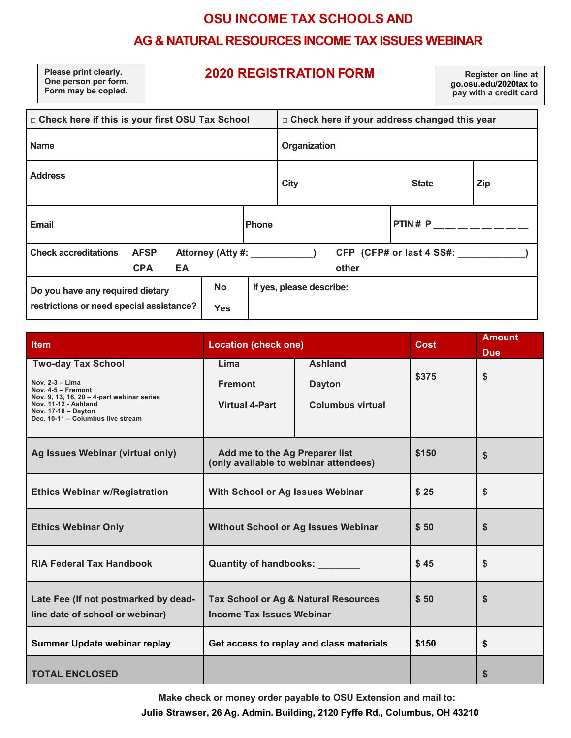# OSU INCOME TAX SCHOOLS AND

# AG & NATURAL RESOURCES INCOME TAX ISSUES WEBINAR

## 2020 REGISTRATION FORM

**Please print clearly.**
**One person per form.**
**Form may be copied.**

**Register on-line at go.osu.edu/2020tax to pay with a credit card**

| | | | | |
|---|---|---|---|---|
| □ Check here if this is your first OSU Tax School | | □ Check here if your address changed this year | | |
| Name | | Organization | | |
| Address | | City | State | Zip |
| Email | Phone | | PTIN # P __ __ __ __ __ __ __ __ | |
| Check accreditations AFSP CPA | Attorney (Atty #: ____________) EA | | CFP (CFP# or last 4 SS#: _____________) other | |
| Do you have any required dietary restrictions or need special assistance? | No Yes | If yes, please describe: | | |

| Item | Location (check one) | | Cost | Amount Due |
|---|---|---|---|---|
| **Two-day Tax School**<br>Nov. 2-3 – Lima<br>Nov. 4-5 – Fremont<br>Nov. 9, 13, 16, 20 – 4-part webinar series<br>Nov. 11-12 - Ashland<br>Nov. 17-18 – Dayton<br>Dec. 10-11 – Columbus live stream | Lima<br>Fremont<br>Virtual 4-Part | Ashland<br>Dayton<br>Columbus virtual | $375 | $ |
| Ag Issues Webinar (virtual only) | Add me to the Ag Preparer list (only available to webinar attendees) | | $150 | $ |
| Ethics Webinar w/Registration | With School or Ag Issues Webinar | | $ 25 | $ |
| Ethics Webinar Only | Without School or Ag Issues Webinar | | $ 50 | $ |
| RIA Federal Tax Handbook | Quantity of handbooks: ________ | | $ 45 | $ |
| Late Fee (If not postmarked by deadline date of school or webinar) | Tax School or Ag & Natural Resources Income Tax Issues Webinar | | $ 50 | $ |
| Summer Update webinar replay | Get access to replay and class materials | | $150 | $ |
| TOTAL ENCLOSED | | | | $ |

**Make check or money order payable to OSU Extension and mail to:**
**Julie Strawser, 26 Ag. Admin. Building, 2120 Fyffe Rd., Columbus, OH 43210**